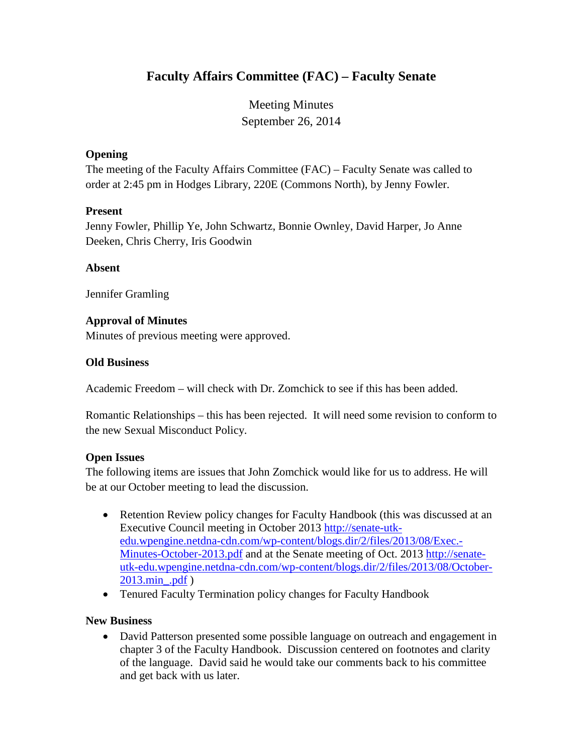# Faculty Affairs Committee (FAC) – Faculty Senate

Meeting Minutes
September 26, 2014

### Opening

The meeting of the Faculty Affairs Committee (FAC) – Faculty Senate was called to order at 2:45 pm in Hodges Library, 220E (Commons North), by Jenny Fowler.

### Present

Jenny Fowler, Phillip Ye, John Schwartz, Bonnie Ownley, David Harper, Jo Anne Deeken, Chris Cherry, Iris Goodwin

### Absent

Jennifer Gramling

### Approval of Minutes

Minutes of previous meeting were approved.

### Old Business

Academic Freedom – will check with Dr. Zomchick to see if this has been added.

Romantic Relationships – this has been rejected. It will need some revision to conform to the new Sexual Misconduct Policy.

### Open Issues

The following items are issues that John Zomchick would like for us to address. He will be at our October meeting to lead the discussion.

- Retention Review policy changes for Faculty Handbook (this was discussed at an Executive Council meeting in October 2013 http://senate-utk-edu.wpengine.netdna-cdn.com/wp-content/blogs.dir/2/files/2013/08/Exec.-Minutes-October-2013.pdf and at the Senate meeting of Oct. 2013 http://senate-utk-edu.wpengine.netdna-cdn.com/wp-content/blogs.dir/2/files/2013/08/October-2013.min_.pdf )
- Tenured Faculty Termination policy changes for Faculty Handbook

### New Business

- David Patterson presented some possible language on outreach and engagement in chapter 3 of the Faculty Handbook. Discussion centered on footnotes and clarity of the language. David said he would take our comments back to his committee and get back with us later.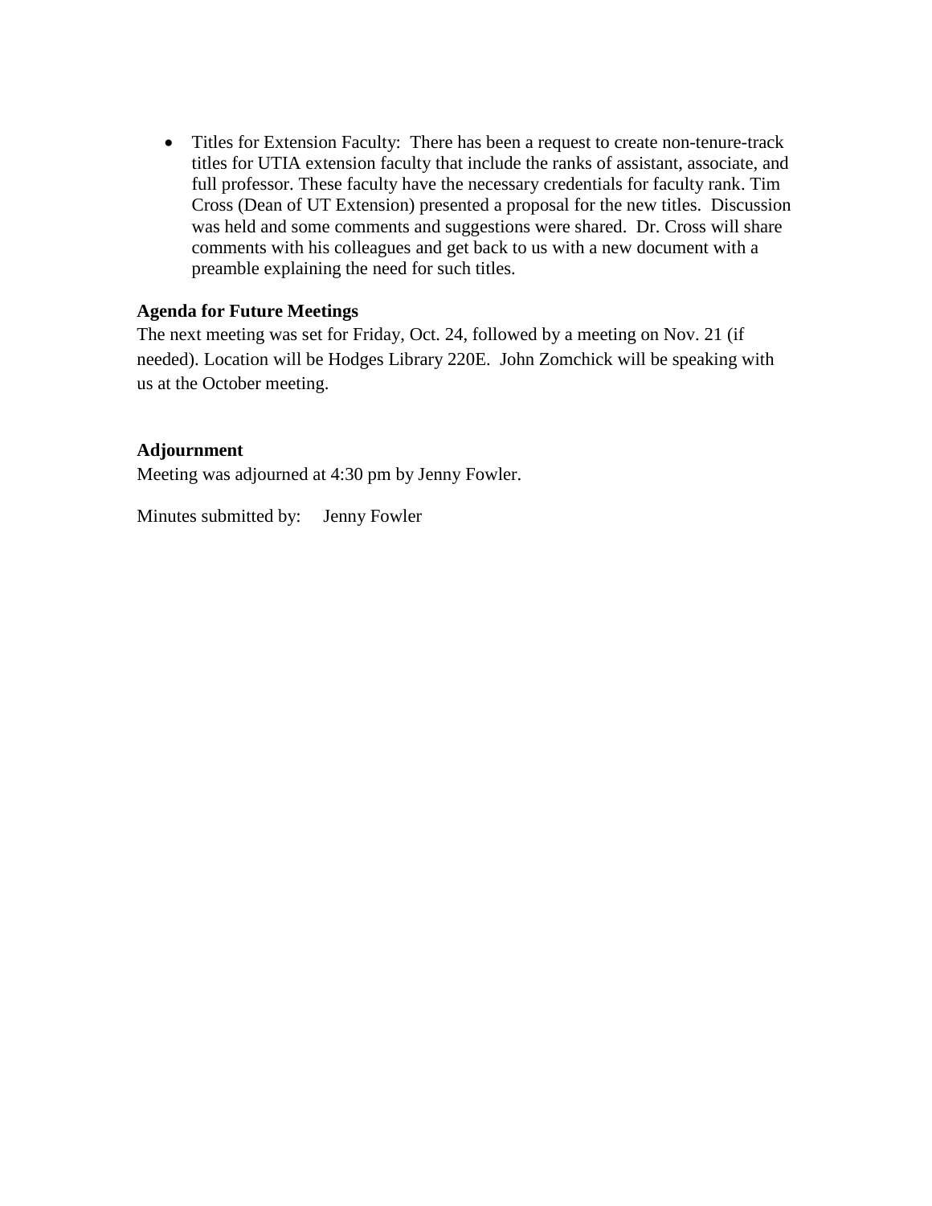- Titles for Extension Faculty: There has been a request to create non-tenure-track titles for UTIA extension faculty that include the ranks of assistant, associate, and full professor. These faculty have the necessary credentials for faculty rank. Tim Cross (Dean of UT Extension) presented a proposal for the new titles. Discussion was held and some comments and suggestions were shared. Dr. Cross will share comments with his colleagues and get back to us with a new document with a preamble explaining the need for such titles.

**Agenda for Future Meetings**

The next meeting was set for Friday, Oct. 24, followed by a meeting on Nov. 21 (if needed). Location will be Hodges Library 220E. John Zomchick will be speaking with us at the October meeting.

**Adjournment**

Meeting was adjourned at 4:30 pm by Jenny Fowler.

Minutes submitted by: Jenny Fowler